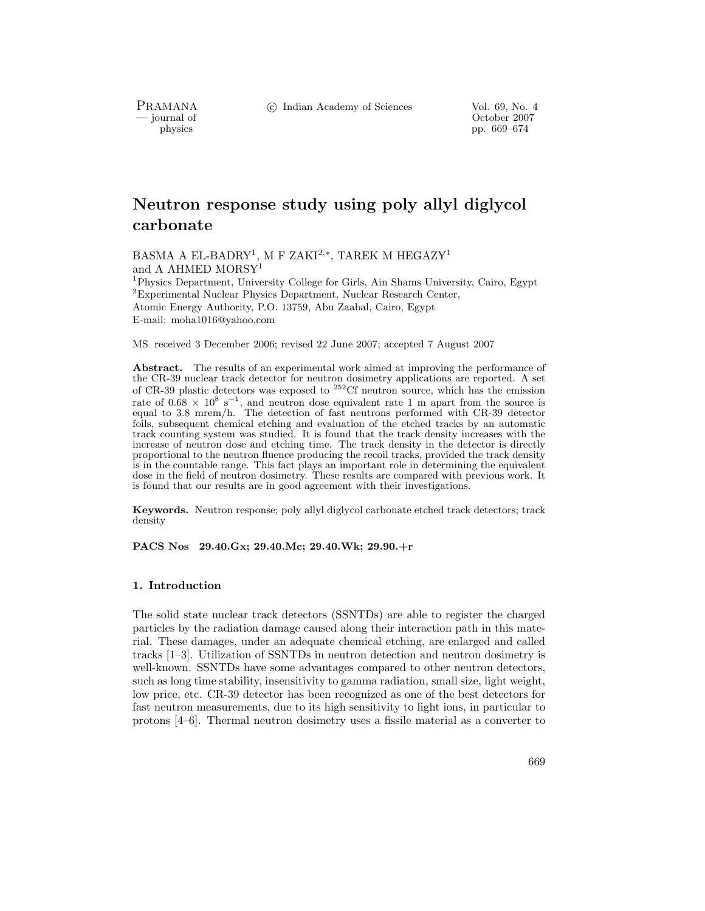# Neutron response study using poly allyl diglycol carbonate

BASMA A EL-BADRY[1], M F ZAKI[2,*], TAREK M HEGAZY[1] and A AHMED MORSY[1]

[1]Physics Department, University College for Girls, Ain Shams University, Cairo, Egypt
[2]Experimental Nuclear Physics Department, Nuclear Research Center, Atomic Energy Authority, P.O. 13759, Abu Zaabal, Cairo, Egypt
E-mail: moha1016@yahoo.com

MS received 3 December 2006; revised 22 June 2007; accepted 7 August 2007

**Abstract.** The results of an experimental work aimed at improving the performance of the CR-39 nuclear track detector for neutron dosimetry applications are reported. A set of CR-39 plastic detectors was exposed to $^{252}$Cf neutron source, which has the emission rate of $0.68 \times 10^{8}$ s$^{-1}$, and neutron dose equivalent rate 1 m apart from the source is equal to 3.8 mrem/h. The detection of fast neutrons performed with CR-39 detector foils, subsequent chemical etching and evaluation of the etched tracks by an automatic track counting system was studied. It is found that the track density increases with the increase of neutron dose and etching time. The track density in the detector is directly proportional to the neutron fluence producing the recoil tracks, provided the track density is in the countable range. This fact plays an important role in determining the equivalent dose in the field of neutron dosimetry. These results are compared with previous work. It is found that our results are in good agreement with their investigations.

**Keywords.** Neutron response; poly allyl diglycol carbonate etched track detectors; track density

**PACS Nos 29.40.Gx; 29.40.Mc; 29.40.Wk; 29.90.+r**

## 1. Introduction

The solid state nuclear track detectors (SSNTDs) are able to register the charged particles by the radiation damage caused along their interaction path in this material. These damages, under an adequate chemical etching, are enlarged and called tracks [1–3]. Utilization of SSNTDs in neutron detection and neutron dosimetry is well-known. SSNTDs have some advantages compared to other neutron detectors, such as long time stability, insensitivity to gamma radiation, small size, light weight, low price, etc. CR-39 detector has been recognized as one of the best detectors for fast neutron measurements, due to its high sensitivity to light ions, in particular to protons [4–6]. Thermal neutron dosimetry uses a fissile material as a converter to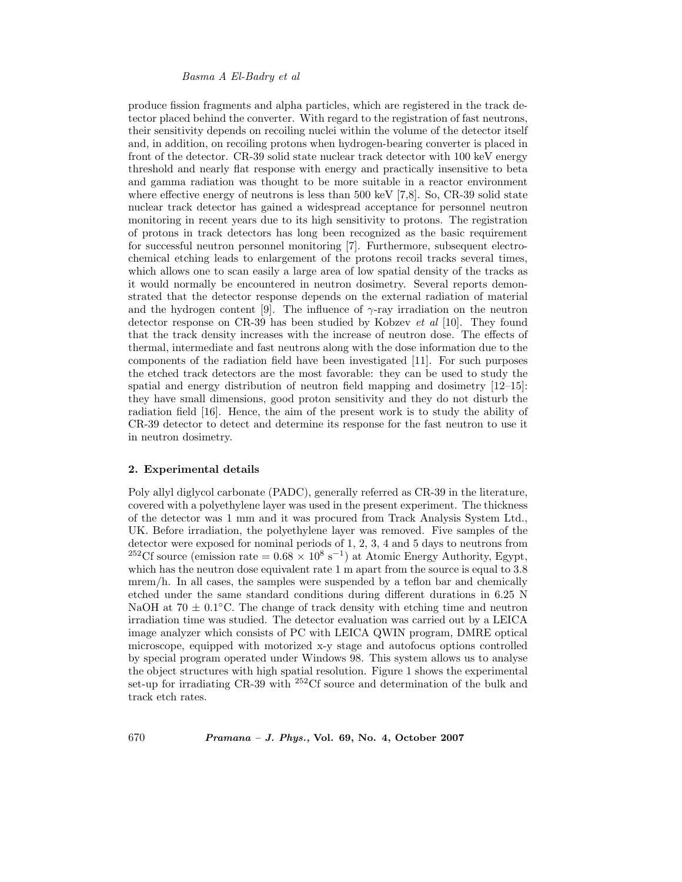produce fission fragments and alpha particles, which are registered in the track detector placed behind the converter. With regard to the registration of fast neutrons, their sensitivity depends on recoiling nuclei within the volume of the detector itself and, in addition, on recoiling protons when hydrogen-bearing converter is placed in front of the detector. CR-39 solid state nuclear track detector with 100 keV energy threshold and nearly flat response with energy and practically insensitive to beta and gamma radiation was thought to be more suitable in a reactor environment where effective energy of neutrons is less than 500 keV [7,8]. So, CR-39 solid state nuclear track detector has gained a widespread acceptance for personnel neutron monitoring in recent years due to its high sensitivity to protons. The registration of protons in track detectors has long been recognized as the basic requirement for successful neutron personnel monitoring [7]. Furthermore, subsequent electrochemical etching leads to enlargement of the protons recoil tracks several times, which allows one to scan easily a large area of low spatial density of the tracks as it would normally be encountered in neutron dosimetry. Several reports demonstrated that the detector response depends on the external radiation of material and the hydrogen content [9]. The influence of $\gamma$-ray irradiation on the neutron detector response on CR-39 has been studied by Kobzev *et al* [10]. They found that the track density increases with the increase of neutron dose. The effects of thermal, intermediate and fast neutrons along with the dose information due to the components of the radiation field have been investigated [11]. For such purposes the etched track detectors are the most favorable: they can be used to study the spatial and energy distribution of neutron field mapping and dosimetry [12–15]: they have small dimensions, good proton sensitivity and they do not disturb the radiation field [16]. Hence, the aim of the present work is to study the ability of CR-39 detector to detect and determine its response for the fast neutron to use it in neutron dosimetry.

## 2. Experimental details

Poly allyl diglycol carbonate (PADC), generally referred as CR-39 in the literature, covered with a polyethylene layer was used in the present experiment. The thickness of the detector was 1 mm and it was procured from Track Analysis System Ltd., UK. Before irradiation, the polyethylene layer was removed. Five samples of the detector were exposed for nominal periods of 1, 2, 3, 4 and 5 days to neutrons from $^{252}$Cf source (emission rate = $0.68 \times 10^8$ s$^{-1}$) at Atomic Energy Authority, Egypt, which has the neutron dose equivalent rate 1 m apart from the source is equal to 3.8 mrem/h. In all cases, the samples were suspended by a teflon bar and chemically etched under the same standard conditions during different durations in 6.25 N NaOH at 70 $\pm$ 0.1°C. The change of track density with etching time and neutron irradiation time was studied. The detector evaluation was carried out by a LEICA image analyzer which consists of PC with LEICA QWIN program, DMRE optical microscope, equipped with motorized x-y stage and autofocus options controlled by special program operated under Windows 98. This system allows us to analyse the object structures with high spatial resolution. Figure 1 shows the experimental set-up for irradiating CR-39 with $^{252}$Cf source and determination of the bulk and track etch rates.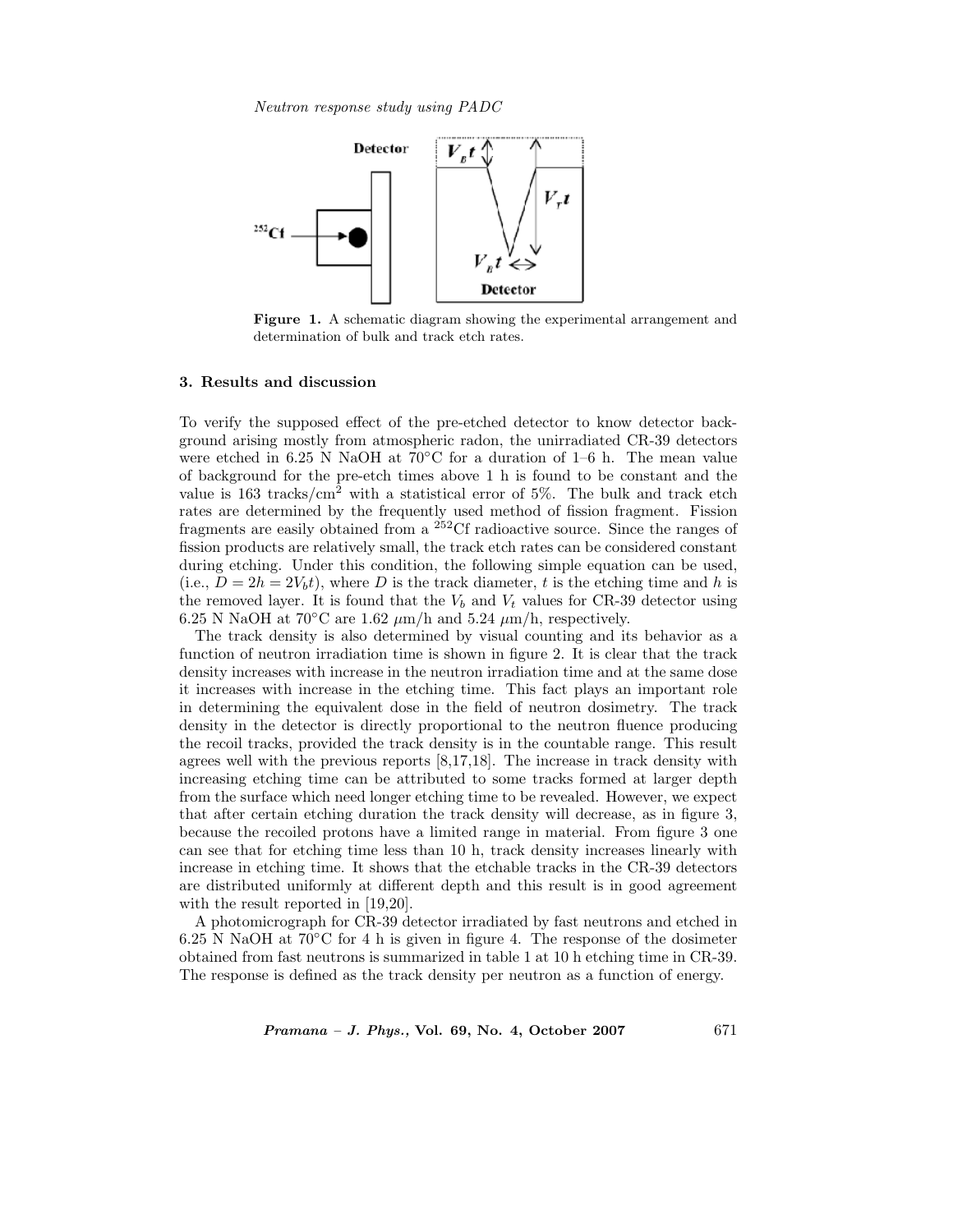Figure 1. A schematic diagram showing the experimental arrangement and determination of bulk and track etch rates.

## 3. Results and discussion

To verify the supposed effect of the pre-etched detector to know detector background arising mostly from atmospheric radon, the unirradiated CR-39 detectors were etched in 6.25 N NaOH at 70°C for a duration of 1–6 h. The mean value of background for the pre-etch times above 1 h is found to be constant and the value is 163 tracks/cm$^2$ with a statistical error of 5%. The bulk and track etch rates are determined by the frequently used method of fission fragment. Fission fragments are easily obtained from a $^{252}$Cf radioactive source. Since the ranges of fission products are relatively small, the track etch rates can be considered constant during etching. Under this condition, the following simple equation can be used, (i.e., $D = 2h = 2V_b t$), where $D$ is the track diameter, $t$ is the etching time and $h$ is the removed layer. It is found that the $V_b$ and $V_t$ values for CR-39 detector using 6.25 N NaOH at 70°C are 1.62 $\mu$m/h and 5.24 $\mu$m/h, respectively.

The track density is also determined by visual counting and its behavior as a function of neutron irradiation time is shown in figure 2. It is clear that the track density increases with increase in the neutron irradiation time and at the same dose it increases with increase in the etching time. This fact plays an important role in determining the equivalent dose in the field of neutron dosimetry. The track density in the detector is directly proportional to the neutron fluence producing the recoil tracks, provided the track density is in the countable range. This result agrees well with the previous reports [8,17,18]. The increase in track density with increasing etching time can be attributed to some tracks formed at larger depth from the surface which need longer etching time to be revealed. However, we expect that after certain etching duration the track density will decrease, as in figure 3, because the recoiled protons have a limited range in material. From figure 3 one can see that for etching time less than 10 h, track density increases linearly with increase in etching time. It shows that the etchable tracks in the CR-39 detectors are distributed uniformly at different depth and this result is in good agreement with the result reported in [19,20].

A photomicrograph for CR-39 detector irradiated by fast neutrons and etched in 6.25 N NaOH at 70°C for 4 h is given in figure 4. The response of the dosimeter obtained from fast neutrons is summarized in table 1 at 10 h etching time in CR-39. The response is defined as the track density per neutron as a function of energy.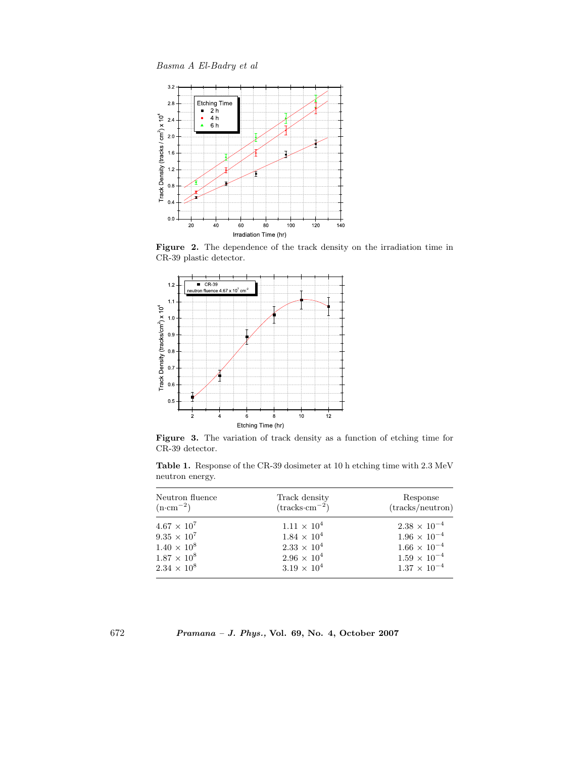**Figure 2.** The dependence of the track density on the irradiation time in CR-39 plastic detector.

**Figure 3.** The variation of track density as a function of etching time for CR-39 detector.

**Table 1.** Response of the CR-39 dosimeter at 10 h etching time with 2.3 MeV neutron energy.

| Neutron fluence ($n \cdot cm^{-2}$) | Track density ($tracks \cdot cm^{-2}$) | Response (tracks/neutron) |
|---|---|---|
| $4.67 \times 10^7$ | $1.11 \times 10^4$ | $2.38 \times 10^{-4}$ |
| $9.35 \times 10^7$ | $1.84 \times 10^4$ | $1.96 \times 10^{-4}$ |
| $1.40 \times 10^8$ | $2.33 \times 10^4$ | $1.66 \times 10^{-4}$ |
| $1.87 \times 10^8$ | $2.96 \times 10^4$ | $1.59 \times 10^{-4}$ |
| $2.34 \times 10^8$ | $3.19 \times 10^4$ | $1.37 \times 10^{-4}$ |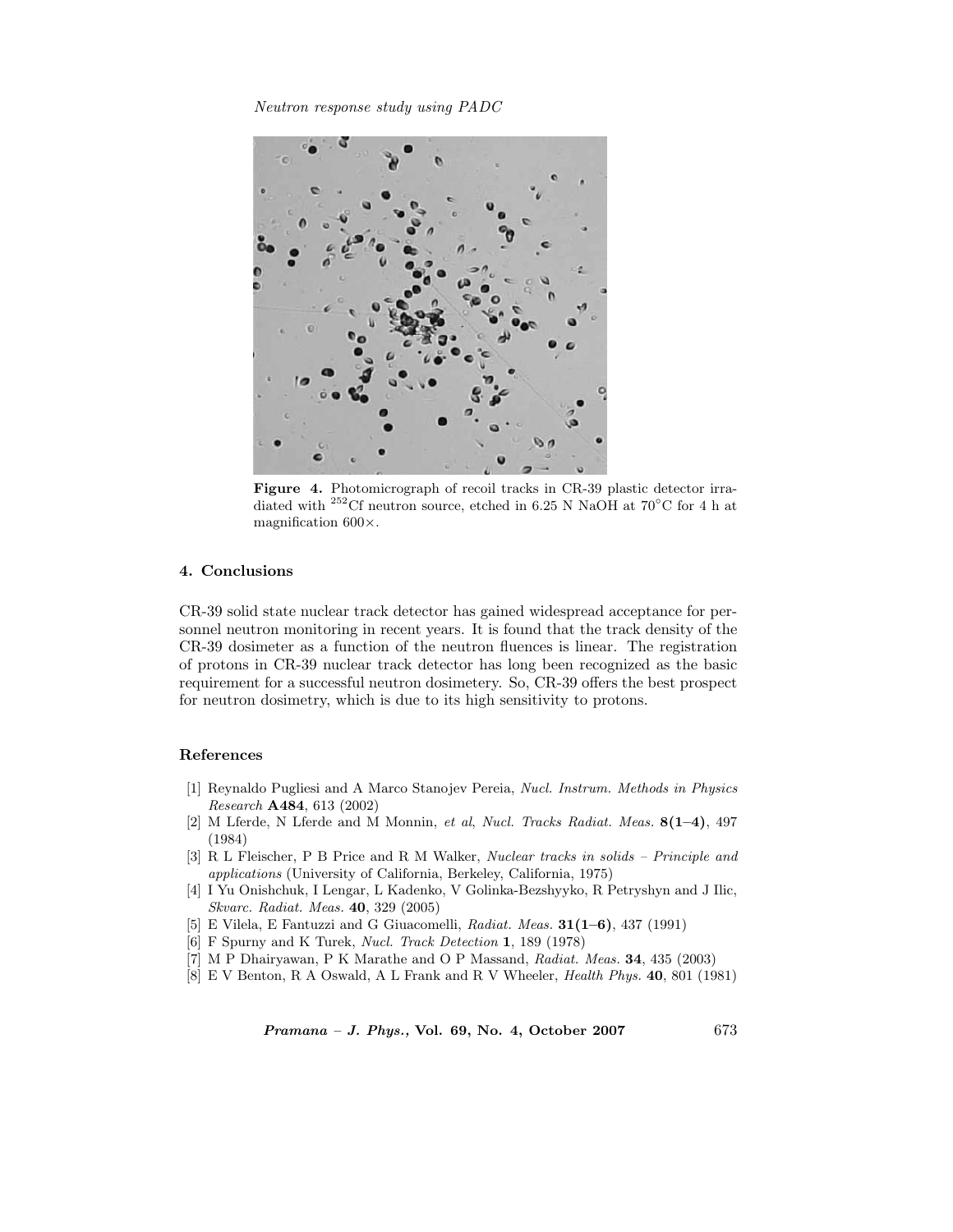Figure 4. Photomicrograph of recoil tracks in CR-39 plastic detector irradiated with $^{252}$Cf neutron source, etched in 6.25 N NaOH at 70°C for 4 h at magnification 600×.

## 4. Conclusions

CR-39 solid state nuclear track detector has gained widespread acceptance for personnel neutron monitoring in recent years. It is found that the track density of the CR-39 dosimeter as a function of the neutron fluences is linear. The registration of protons in CR-39 nuclear track detector has long been recognized as the basic requirement for a successful neutron dosimetery. So, CR-39 offers the best prospect for neutron dosimetry, which is due to its high sensitivity to protons.

## References

[1] Reynaldo Pugliesi and A Marco Stanojev Pereia, *Nucl. Instrum. Methods in Physics Research* **A484**, 613 (2002)

[2] M Lferde, N Lferde and M Monnin, *et al*, *Nucl. Tracks Radiat. Meas.* **8(1–4)**, 497 (1984)

[3] R L Fleischer, P B Price and R M Walker, *Nuclear tracks in solids – Principle and applications* (University of California, Berkeley, California, 1975)

[4] I Yu Onishchuk, I Lengar, L Kadenko, V Golinka-Bezshyyko, R Petryshyn and J Ilic, *Skvarc. Radiat. Meas.* **40**, 329 (2005)

[5] E Vilela, E Fantuzzi and G Giuacomelli, *Radiat. Meas.* **31(1–6)**, 437 (1991)

[6] F Spurny and K Turek, *Nucl. Track Detection* **1**, 189 (1978)

[7] M P Dhairyawan, P K Marathe and O P Massand, *Radiat. Meas.* **34**, 435 (2003)

[8] E V Benton, R A Oswald, A L Frank and R V Wheeler, *Health Phys.* **40**, 801 (1981)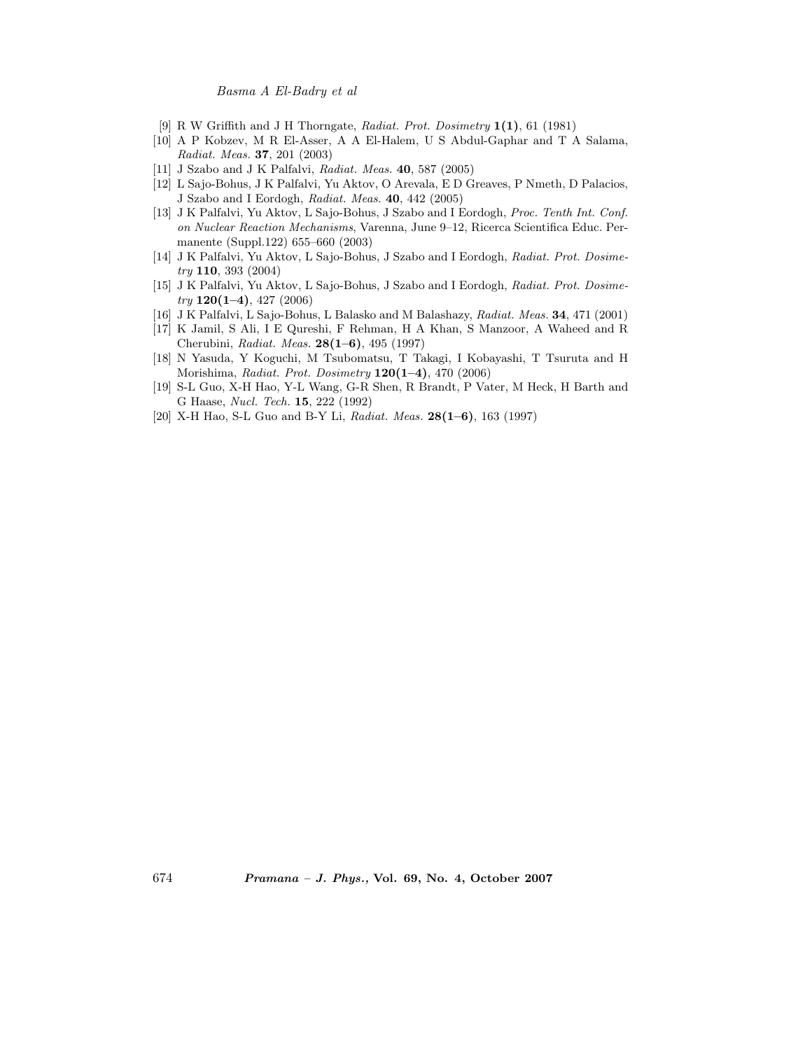[9] R W Griffith and J H Thorngate, *Radiat. Prot. Dosimetry* **1(1)**, 61 (1981)

[10] A P Kobzev, M R El-Asser, A A El-Halem, U S Abdul-Gaphar and T A Salama, *Radiat. Meas.* **37**, 201 (2003)

[11] J Szabo and J K Palfalvi, *Radiat. Meas.* **40**, 587 (2005)

[12] L Sajo-Bohus, J K Palfalvi, Yu Aktov, O Arevala, E D Greaves, P Nmeth, D Palacios, J Szabo and I Eordogh, *Radiat. Meas.* **40**, 442 (2005)

[13] J K Palfalvi, Yu Aktov, L Sajo-Bohus, J Szabo and I Eordogh, *Proc. Tenth Int. Conf. on Nuclear Reaction Mechanisms*, Varenna, June 9–12, Ricerca Scientifica Educ. Permanente (Suppl.122) 655–660 (2003)

[14] J K Palfalvi, Yu Aktov, L Sajo-Bohus, J Szabo and I Eordogh, *Radiat. Prot. Dosimetry* **110**, 393 (2004)

[15] J K Palfalvi, Yu Aktov, L Sajo-Bohus, J Szabo and I Eordogh, *Radiat. Prot. Dosimetry* **120(1–4)**, 427 (2006)

[16] J K Palfalvi, L Sajo-Bohus, L Balasko and M Balashazy, *Radiat. Meas.* **34**, 471 (2001)

[17] K Jamil, S Ali, I E Qureshi, F Rehman, H A Khan, S Manzoor, A Waheed and R Cherubini, *Radiat. Meas.* **28(1–6)**, 495 (1997)

[18] N Yasuda, Y Koguchi, M Tsubomatsu, T Takagi, I Kobayashi, T Tsuruta and H Morishima, *Radiat. Prot. Dosimetry* **120(1–4)**, 470 (2006)

[19] S-L Guo, X-H Hao, Y-L Wang, G-R Shen, R Brandt, P Vater, M Heck, H Barth and G Haase, *Nucl. Tech.* **15**, 222 (1992)

[20] X-H Hao, S-L Guo and B-Y Li, *Radiat. Meas.* **28(1–6)**, 163 (1997)